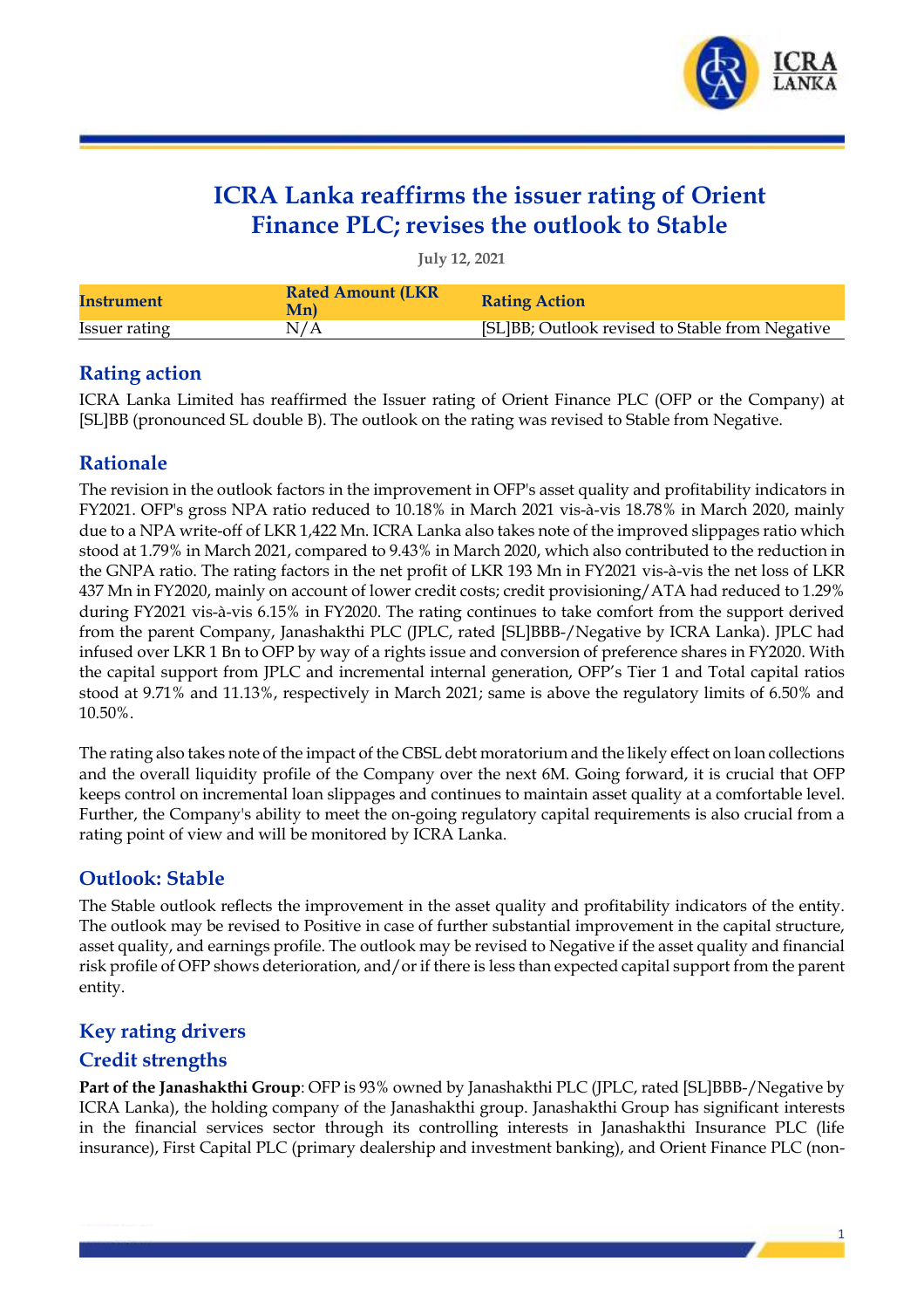# ICRA Lanka reaffirms the issuer rating of Orient Finance PLC; revises the outlook to Stable

July 12, 2021

| Instrument | Rated Amount (LKR Mn) | Rating Action |
|---|---|---|
| Issuer rating | N/A | [SL]BB; Outlook revised to Stable from Negative |

## Rating action

ICRA Lanka Limited has reaffirmed the Issuer rating of Orient Finance PLC (OFP or the Company) at [SL]BB (pronounced SL double B). The outlook on the rating was revised to Stable from Negative.

## Rationale

The revision in the outlook factors in the improvement in OFP's asset quality and profitability indicators in FY2021. OFP's gross NPA ratio reduced to 10.18% in March 2021 vis-à-vis 18.78% in March 2020, mainly due to a NPA write-off of LKR 1,422 Mn. ICRA Lanka also takes note of the improved slippages ratio which stood at 1.79% in March 2021, compared to 9.43% in March 2020, which also contributed to the reduction in the GNPA ratio. The rating factors in the net profit of LKR 193 Mn in FY2021 vis-à-vis the net loss of LKR 437 Mn in FY2020, mainly on account of lower credit costs; credit provisioning/ATA had reduced to 1.29% during FY2021 vis-à-vis 6.15% in FY2020. The rating continues to take comfort from the support derived from the parent Company, Janashakthi PLC (JPLC, rated [SL]BBB-/Negative by ICRA Lanka). JPLC had infused over LKR 1 Bn to OFP by way of a rights issue and conversion of preference shares in FY2020. With the capital support from JPLC and incremental internal generation, OFP's Tier 1 and Total capital ratios stood at 9.71% and 11.13%, respectively in March 2021; same is above the regulatory limits of 6.50% and 10.50%.

The rating also takes note of the impact of the CBSL debt moratorium and the likely effect on loan collections and the overall liquidity profile of the Company over the next 6M. Going forward, it is crucial that OFP keeps control on incremental loan slippages and continues to maintain asset quality at a comfortable level. Further, the Company's ability to meet the on-going regulatory capital requirements is also crucial from a rating point of view and will be monitored by ICRA Lanka.

## Outlook: Stable

The Stable outlook reflects the improvement in the asset quality and profitability indicators of the entity. The outlook may be revised to Positive in case of further substantial improvement in the capital structure, asset quality, and earnings profile. The outlook may be revised to Negative if the asset quality and financial risk profile of OFP shows deterioration, and/or if there is less than expected capital support from the parent entity.

## Key rating drivers

### Credit strengths

**Part of the Janashakthi Group**: OFP is 93% owned by Janashakthi PLC (JPLC, rated [SL]BBB-/Negative by ICRA Lanka), the holding company of the Janashakthi group. Janashakthi Group has significant interests in the financial services sector through its controlling interests in Janashakthi Insurance PLC (life insurance), First Capital PLC (primary dealership and investment banking), and Orient Finance PLC (non-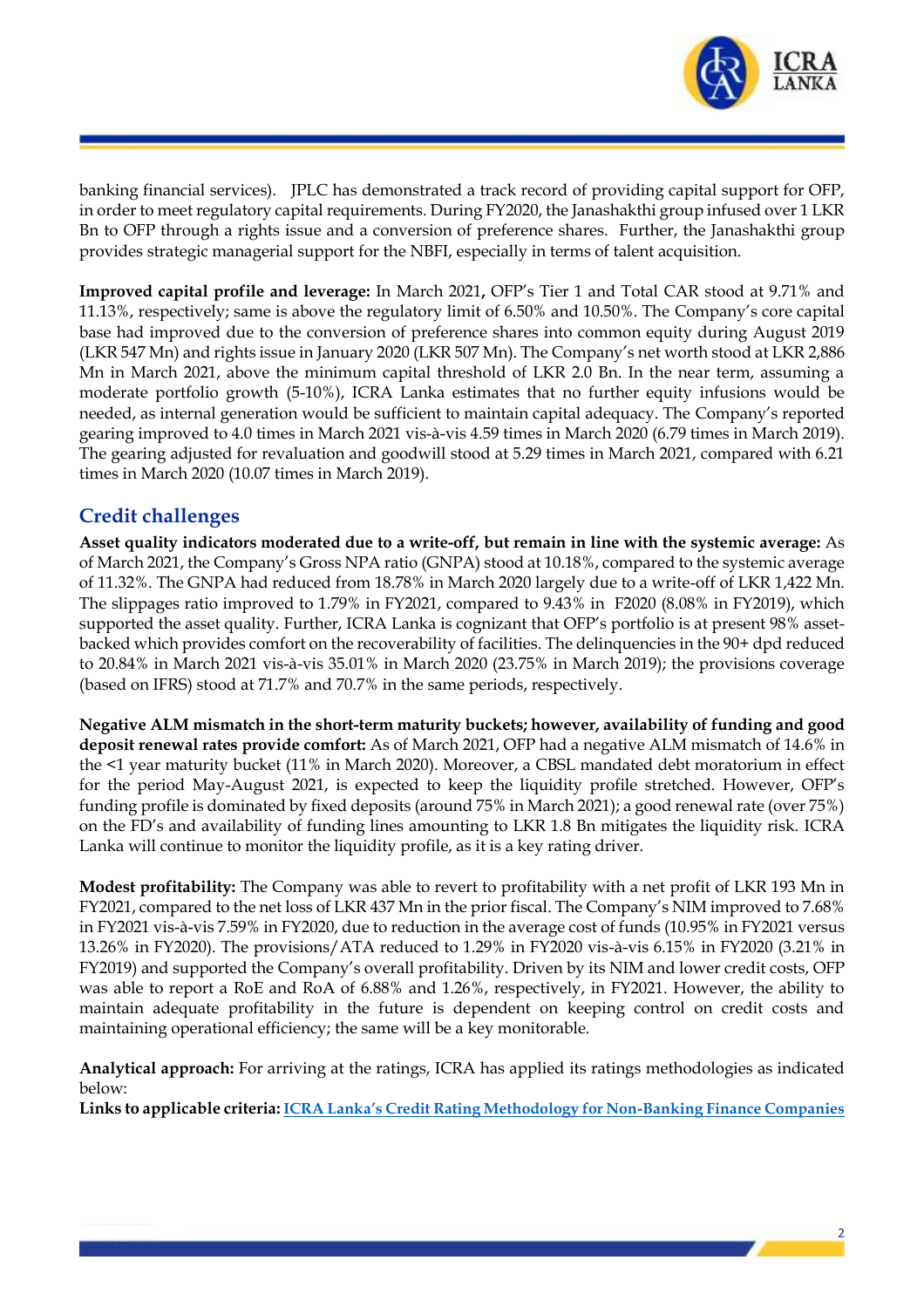banking financial services). JPLC has demonstrated a track record of providing capital support for OFP, in order to meet regulatory capital requirements. During FY2020, the Janashakthi group infused over 1 LKR Bn to OFP through a rights issue and a conversion of preference shares. Further, the Janashakthi group provides strategic managerial support for the NBFI, especially in terms of talent acquisition.

**Improved capital profile and leverage:** In March 2021**,** OFP's Tier 1 and Total CAR stood at 9.71% and 11.13%, respectively; same is above the regulatory limit of 6.50% and 10.50%. The Company's core capital base had improved due to the conversion of preference shares into common equity during August 2019 (LKR 547 Mn) and rights issue in January 2020 (LKR 507 Mn). The Company's net worth stood at LKR 2,886 Mn in March 2021, above the minimum capital threshold of LKR 2.0 Bn. In the near term, assuming a moderate portfolio growth (5-10%), ICRA Lanka estimates that no further equity infusions would be needed, as internal generation would be sufficient to maintain capital adequacy. The Company's reported gearing improved to 4.0 times in March 2021 vis-à-vis 4.59 times in March 2020 (6.79 times in March 2019). The gearing adjusted for revaluation and goodwill stood at 5.29 times in March 2021, compared with 6.21 times in March 2020 (10.07 times in March 2019).

## Credit challenges

**Asset quality indicators moderated due to a write-off, but remain in line with the systemic average:** As of March 2021, the Company's Gross NPA ratio (GNPA) stood at 10.18%, compared to the systemic average of 11.32%. The GNPA had reduced from 18.78% in March 2020 largely due to a write-off of LKR 1,422 Mn. The slippages ratio improved to 1.79% in FY2021, compared to 9.43% in F2020 (8.08% in FY2019), which supported the asset quality. Further, ICRA Lanka is cognizant that OFP's portfolio is at present 98% asset-backed which provides comfort on the recoverability of facilities. The delinquencies in the 90+ dpd reduced to 20.84% in March 2021 vis-à-vis 35.01% in March 2020 (23.75% in March 2019); the provisions coverage (based on IFRS) stood at 71.7% and 70.7% in the same periods, respectively.

**Negative ALM mismatch in the short-term maturity buckets; however, availability of funding and good deposit renewal rates provide comfort:** As of March 2021, OFP had a negative ALM mismatch of 14.6% in the <1 year maturity bucket (11% in March 2020). Moreover, a CBSL mandated debt moratorium in effect for the period May-August 2021, is expected to keep the liquidity profile stretched. However, OFP's funding profile is dominated by fixed deposits (around 75% in March 2021); a good renewal rate (over 75%) on the FD's and availability of funding lines amounting to LKR 1.8 Bn mitigates the liquidity risk. ICRA Lanka will continue to monitor the liquidity profile, as it is a key rating driver.

**Modest profitability:** The Company was able to revert to profitability with a net profit of LKR 193 Mn in FY2021, compared to the net loss of LKR 437 Mn in the prior fiscal. The Company's NIM improved to 7.68% in FY2021 vis-à-vis 7.59% in FY2020, due to reduction in the average cost of funds (10.95% in FY2021 versus 13.26% in FY2020). The provisions/ATA reduced to 1.29% in FY2020 vis-à-vis 6.15% in FY2020 (3.21% in FY2019) and supported the Company's overall profitability. Driven by its NIM and lower credit costs, OFP was able to report a RoE and RoA of 6.88% and 1.26%, respectively, in FY2021. However, the ability to maintain adequate profitability in the future is dependent on keeping control on credit costs and maintaining operational efficiency; the same will be a key monitorable.

**Analytical approach:** For arriving at the ratings, ICRA has applied its ratings methodologies as indicated below:

**Links to applicable criteria:** ICRA Lanka's Credit Rating Methodology for Non-Banking Finance Companies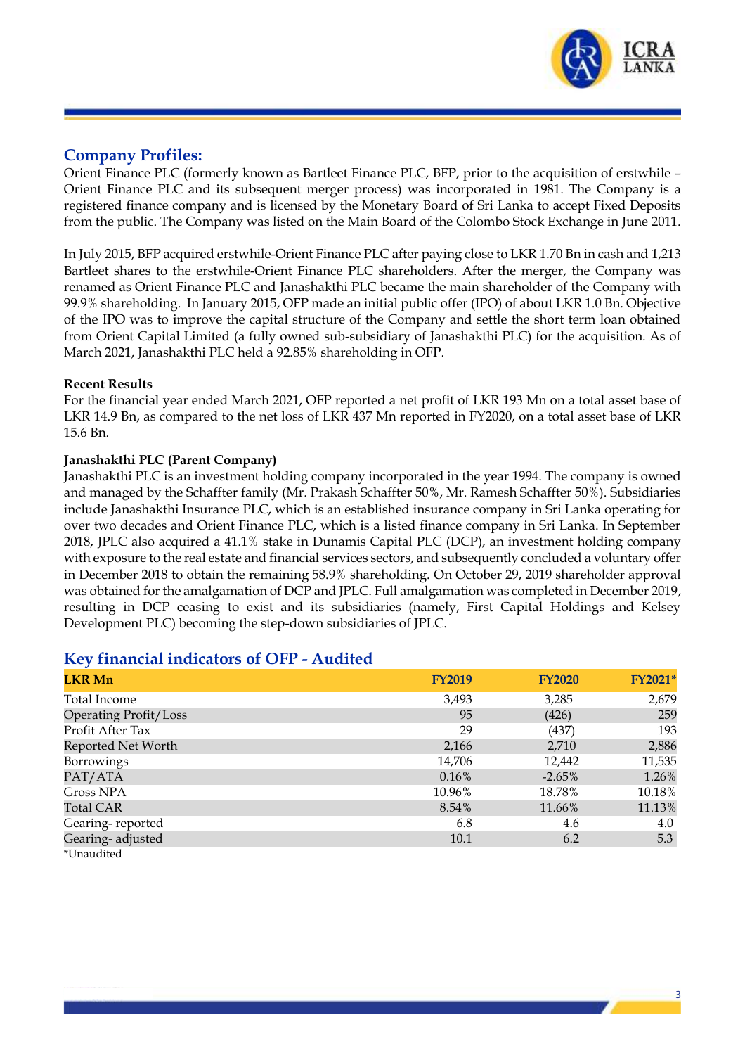## Company Profiles:

Orient Finance PLC (formerly known as Bartleet Finance PLC, BFP, prior to the acquisition of erstwhile – Orient Finance PLC and its subsequent merger process) was incorporated in 1981. The Company is a registered finance company and is licensed by the Monetary Board of Sri Lanka to accept Fixed Deposits from the public. The Company was listed on the Main Board of the Colombo Stock Exchange in June 2011.

In July 2015, BFP acquired erstwhile-Orient Finance PLC after paying close to LKR 1.70 Bn in cash and 1,213 Bartleet shares to the erstwhile-Orient Finance PLC shareholders. After the merger, the Company was renamed as Orient Finance PLC and Janashakthi PLC became the main shareholder of the Company with 99.9% shareholding. In January 2015, OFP made an initial public offer (IPO) of about LKR 1.0 Bn. Objective of the IPO was to improve the capital structure of the Company and settle the short term loan obtained from Orient Capital Limited (a fully owned sub-subsidiary of Janashakthi PLC) for the acquisition. As of March 2021, Janashakthi PLC held a 92.85% shareholding in OFP.

**Recent Results**

For the financial year ended March 2021, OFP reported a net profit of LKR 193 Mn on a total asset base of LKR 14.9 Bn, as compared to the net loss of LKR 437 Mn reported in FY2020, on a total asset base of LKR 15.6 Bn.

**Janashakthi PLC (Parent Company)**

Janashakthi PLC is an investment holding company incorporated in the year 1994. The company is owned and managed by the Schaffter family (Mr. Prakash Schaffter 50%, Mr. Ramesh Schaffter 50%). Subsidiaries include Janashakthi Insurance PLC, which is an established insurance company in Sri Lanka operating for over two decades and Orient Finance PLC, which is a listed finance company in Sri Lanka. In September 2018, JPLC also acquired a 41.1% stake in Dunamis Capital PLC (DCP), an investment holding company with exposure to the real estate and financial services sectors, and subsequently concluded a voluntary offer in December 2018 to obtain the remaining 58.9% shareholding. On October 29, 2019 shareholder approval was obtained for the amalgamation of DCP and JPLC. Full amalgamation was completed in December 2019, resulting in DCP ceasing to exist and its subsidiaries (namely, First Capital Holdings and Kelsey Development PLC) becoming the step-down subsidiaries of JPLC.

## Key financial indicators of OFP - Audited

| LKR Mn | FY2019 | FY2020 | FY2021* |
|---|---|---|---|
| Total Income | 3,493 | 3,285 | 2,679 |
| Operating Profit/Loss | 95 | (426) | 259 |
| Profit After Tax | 29 | (437) | 193 |
| Reported Net Worth | 2,166 | 2,710 | 2,886 |
| Borrowings | 14,706 | 12,442 | 11,535 |
| PAT/ATA | 0.16% | -2.65% | 1.26% |
| Gross NPA | 10.96% | 18.78% | 10.18% |
| Total CAR | 8.54% | 11.66% | 11.13% |
| Gearing- reported | 6.8 | 4.6 | 4.0 |
| Gearing- adjusted | 10.1 | 6.2 | 5.3 |

*Unaudited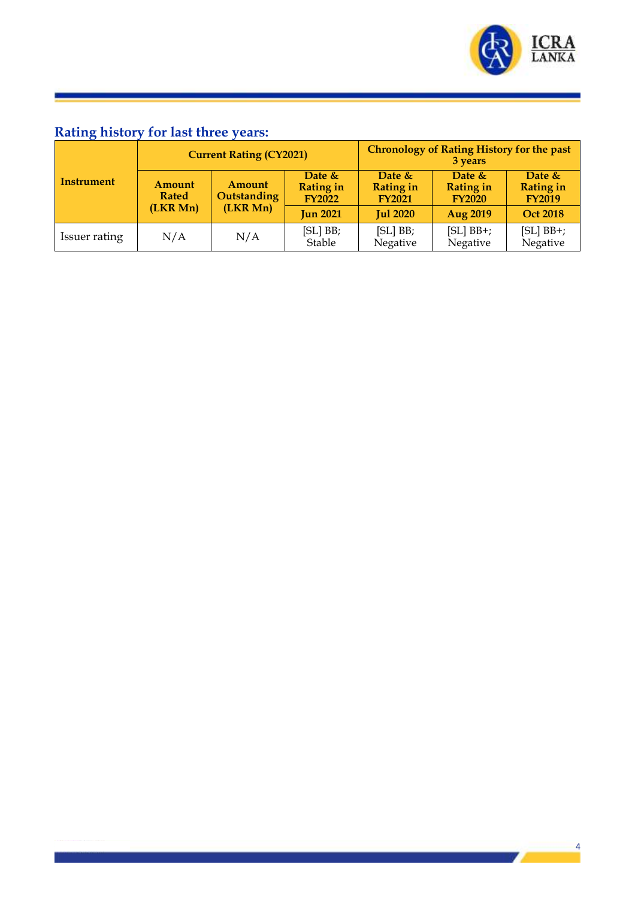## Rating history for last three years:

| Instrument | Current Rating (CY2021) | | | Chronology of Rating History for the past 3 years | | |
|---|---|---|---|---|---|---|
| | Amount Rated (LKR Mn) | Amount Outstanding (LKR Mn) | Date & Rating in FY2022 | Date & Rating in FY2021 | Date & Rating in FY2020 | Date & Rating in FY2019 |
| | | | Jun 2021 | Jul 2020 | Aug 2019 | Oct 2018 |
| Issuer rating | N/A | N/A | [SL] BB; Stable | [SL] BB; Negative | [SL] BB+; Negative | [SL] BB+; Negative |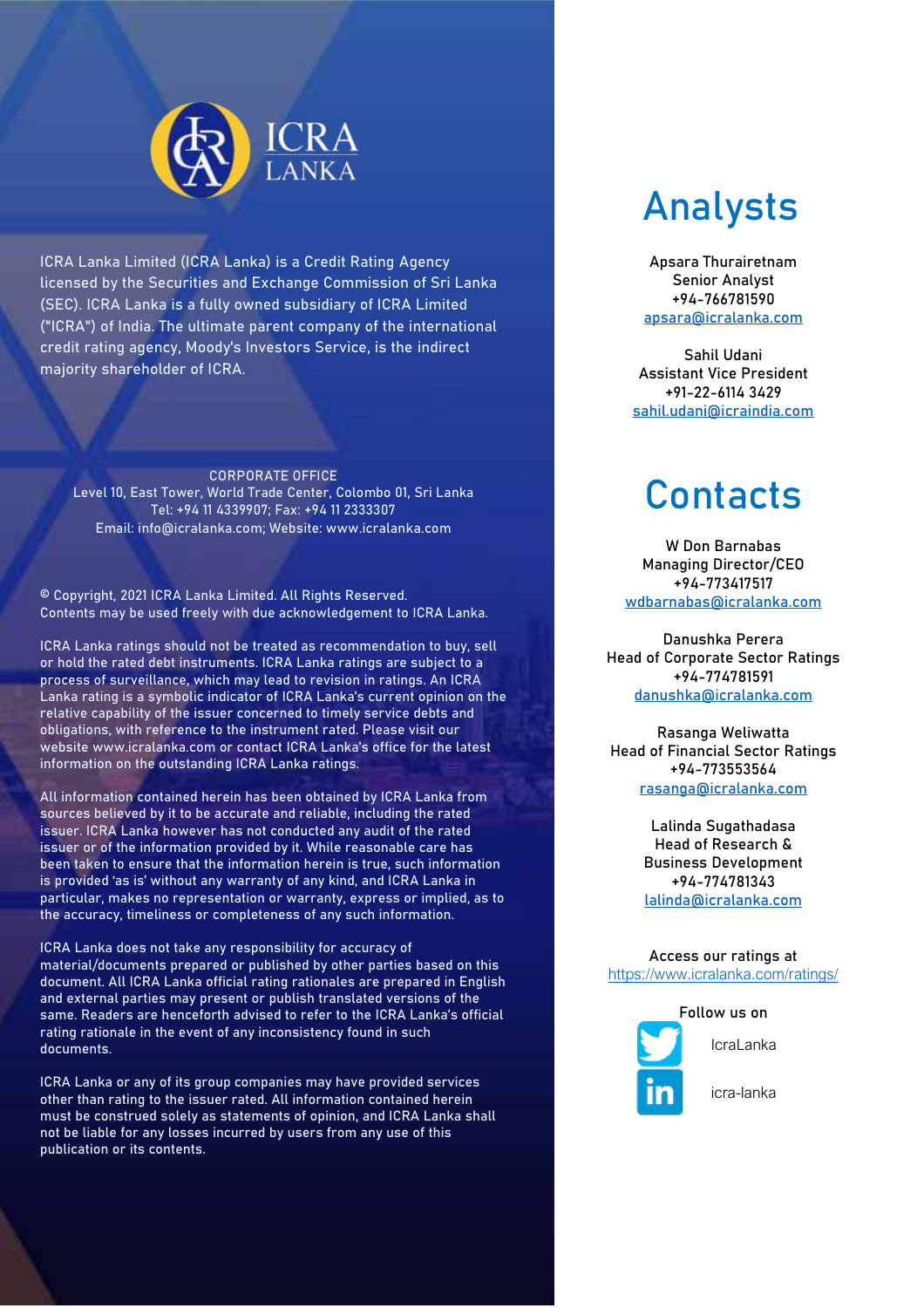ICRA LANKA

ICRA Lanka Limited (ICRA Lanka) is a Credit Rating Agency licensed by the Securities and Exchange Commission of Sri Lanka (SEC). ICRA Lanka is a fully owned subsidiary of ICRA Limited ("ICRA") of India. The ultimate parent company of the international credit rating agency, Moody's Investors Service, is the indirect majority shareholder of ICRA.

CORPORATE OFFICE
Level 10, East Tower, World Trade Center, Colombo 01, Sri Lanka
Tel: +94 11 4339907; Fax: +94 11 2333307
Email: info@icralanka.com; Website: www.icralanka.com

© Copyright, 2021 ICRA Lanka Limited. All Rights Reserved.
Contents may be used freely with due acknowledgement to ICRA Lanka.

ICRA Lanka ratings should not be treated as recommendation to buy, sell or hold the rated debt instruments. ICRA Lanka ratings are subject to a process of surveillance, which may lead to revision in ratings. An ICRA Lanka rating is a symbolic indicator of ICRA Lanka's current opinion on the relative capability of the issuer concerned to timely service debts and obligations, with reference to the instrument rated. Please visit our website www.icralanka.com or contact ICRA Lanka's office for the latest information on the outstanding ICRA Lanka ratings.

All information contained herein has been obtained by ICRA Lanka from sources believed by it to be accurate and reliable, including the rated issuer. ICRA Lanka however has not conducted any audit of the rated issuer or of the information provided by it. While reasonable care has been taken to ensure that the information herein is true, such information is provided 'as is' without any warranty of any kind, and ICRA Lanka in particular, makes no representation or warranty, express or implied, as to the accuracy, timeliness or completeness of any such information.

ICRA Lanka does not take any responsibility for accuracy of material/documents prepared or published by other parties based on this document. All ICRA Lanka official rating rationales are prepared in English and external parties may present or publish translated versions of the same. Readers are henceforth advised to refer to the ICRA Lanka's official rating rationale in the event of any inconsistency found in such documents.

ICRA Lanka or any of its group companies may have provided services other than rating to the issuer rated. All information contained herein must be construed solely as statements of opinion, and ICRA Lanka shall not be liable for any losses incurred by users from any use of this publication or its contents.

# Analysts

Apsara Thurairetnam
Senior Analyst
+94-766781590
apsara@icralanka.com

Sahil Udani
Assistant Vice President
+91-22-6114 3429
sahil.udani@icraindia.com

# Contacts

W Don Barnabas
Managing Director/CEO
+94-773417517
wdbarnabas@icralanka.com

Danushka Perera
Head of Corporate Sector Ratings
+94-774781591
danushka@icralanka.com

Rasanga Weliwatta
Head of Financial Sector Ratings
+94-773553564
rasanga@icralanka.com

Lalinda Sugathadasa
Head of Research & Business Development
+94-774781343
lalinda@icralanka.com

Access our ratings at
https://www.icralanka.com/ratings/

Follow us on

IcraLanka

icra-lanka